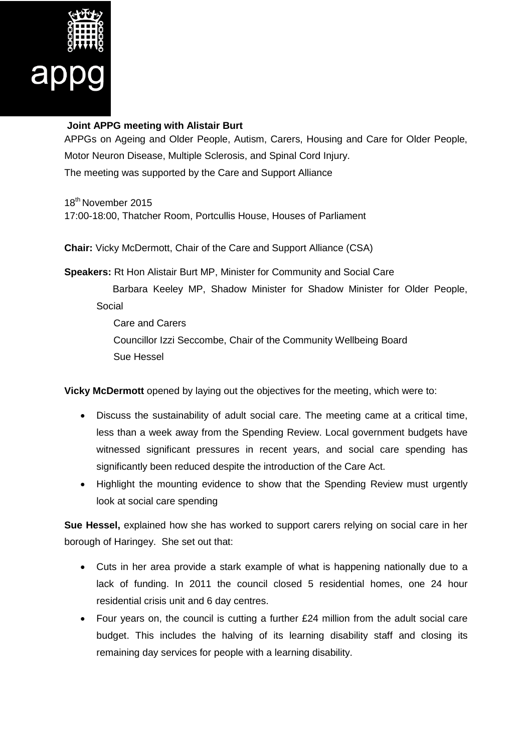appg

**Joint APPG meeting with Alistair Burt**

APPGs on Ageing and Older People, Autism, Carers, Housing and Care for Older People, Motor Neuron Disease, Multiple Sclerosis, and Spinal Cord Injury.

The meeting was supported by the Care and Support Alliance

18th November 2015

17:00-18:00, Thatcher Room, Portcullis House, Houses of Parliament

**Chair:** Vicky McDermott, Chair of the Care and Support Alliance (CSA)

**Speakers:** Rt Hon Alistair Burt MP, Minister for Community and Social Care

Barbara Keeley MP, Shadow Minister for Shadow Minister for Older People, Social Care and Carers

Councillor Izzi Seccombe, Chair of the Community Wellbeing Board

Sue Hessel

**Vicky McDermott** opened by laying out the objectives for the meeting, which were to:

- Discuss the sustainability of adult social care. The meeting came at a critical time, less than a week away from the Spending Review. Local government budgets have witnessed significant pressures in recent years, and social care spending has significantly been reduced despite the introduction of the Care Act.
- Highlight the mounting evidence to show that the Spending Review must urgently look at social care spending

**Sue Hessel,** explained how she has worked to support carers relying on social care in her borough of Haringey. She set out that:

- Cuts in her area provide a stark example of what is happening nationally due to a lack of funding. In 2011 the council closed 5 residential homes, one 24 hour residential crisis unit and 6 day centres.
- Four years on, the council is cutting a further £24 million from the adult social care budget. This includes the halving of its learning disability staff and closing its remaining day services for people with a learning disability.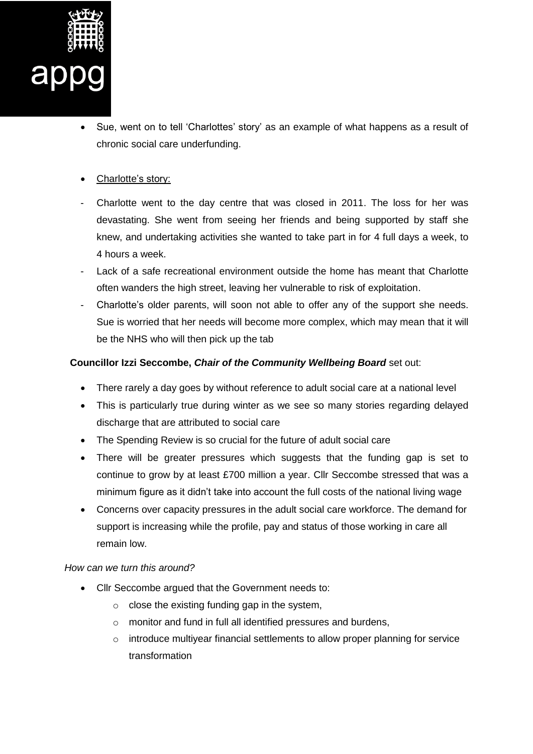- Sue, went on to tell 'Charlottes' story' as an example of what happens as a result of chronic social care underfunding.

- Charlotte's story:

- Charlotte went to the day centre that was closed in 2011. The loss for her was devastating. She went from seeing her friends and being supported by staff she knew, and undertaking activities she wanted to take part in for 4 full days a week, to 4 hours a week.
- Lack of a safe recreational environment outside the home has meant that Charlotte often wanders the high street, leaving her vulnerable to risk of exploitation.
- Charlotte's older parents, will soon not able to offer any of the support she needs. Sue is worried that her needs will become more complex, which may mean that it will be the NHS who will then pick up the tab

**Councillor Izzi Seccombe, *Chair of the Community Wellbeing Board*** set out:

- There rarely a day goes by without reference to adult social care at a national level
- This is particularly true during winter as we see so many stories regarding delayed discharge that are attributed to social care
- The Spending Review is so crucial for the future of adult social care
- There will be greater pressures which suggests that the funding gap is set to continue to grow by at least £700 million a year. Cllr Seccombe stressed that was a minimum figure as it didn't take into account the full costs of the national living wage
- Concerns over capacity pressures in the adult social care workforce. The demand for support is increasing while the profile, pay and status of those working in care all remain low.

*How can we turn this around?*

- Cllr Seccombe argued that the Government needs to:
    - close the existing funding gap in the system,
    - monitor and fund in full all identified pressures and burdens,
    - introduce multiyear financial settlements to allow proper planning for service transformation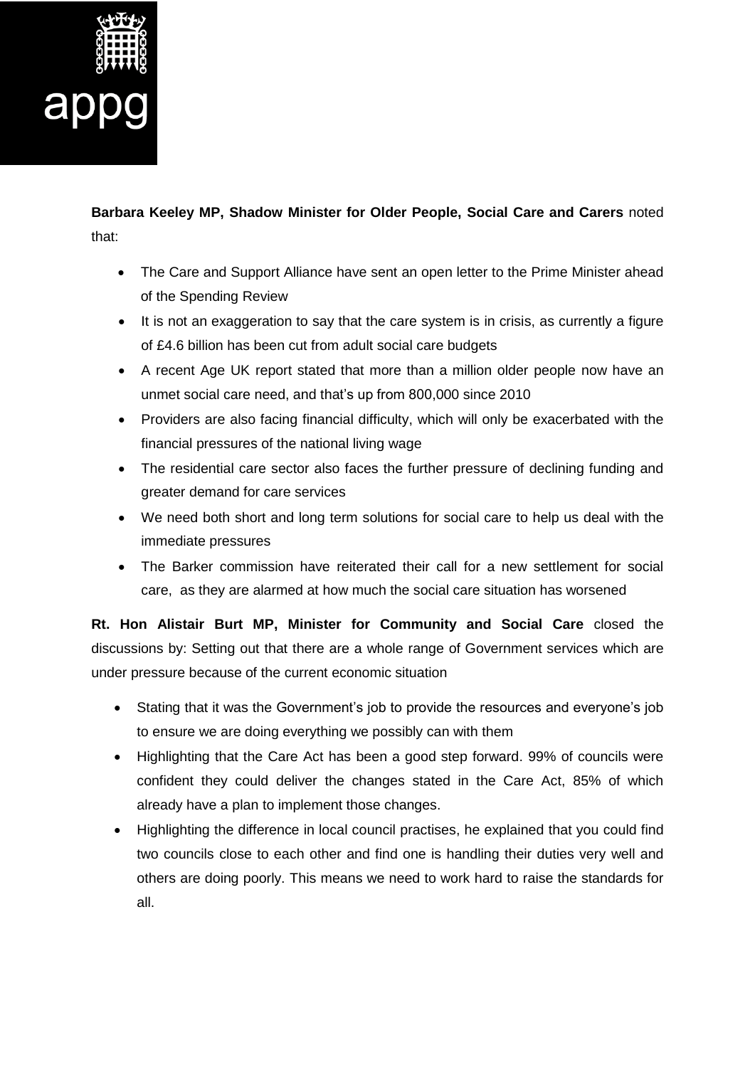**Barbara Keeley MP, Shadow Minister for Older People, Social Care and Carers** noted that:

- The Care and Support Alliance have sent an open letter to the Prime Minister ahead of the Spending Review
- It is not an exaggeration to say that the care system is in crisis, as currently a figure of £4.6 billion has been cut from adult social care budgets
- A recent Age UK report stated that more than a million older people now have an unmet social care need, and that's up from 800,000 since 2010
- Providers are also facing financial difficulty, which will only be exacerbated with the financial pressures of the national living wage
- The residential care sector also faces the further pressure of declining funding and greater demand for care services
- We need both short and long term solutions for social care to help us deal with the immediate pressures
- The Barker commission have reiterated their call for a new settlement for social care, as they are alarmed at how much the social care situation has worsened

**Rt. Hon Alistair Burt MP, Minister for Community and Social Care** closed the discussions by: Setting out that there are a whole range of Government services which are under pressure because of the current economic situation

- Stating that it was the Government's job to provide the resources and everyone's job to ensure we are doing everything we possibly can with them
- Highlighting that the Care Act has been a good step forward. 99% of councils were confident they could deliver the changes stated in the Care Act, 85% of which already have a plan to implement those changes.
- Highlighting the difference in local council practises, he explained that you could find two councils close to each other and find one is handling their duties very well and others are doing poorly. This means we need to work hard to raise the standards for all.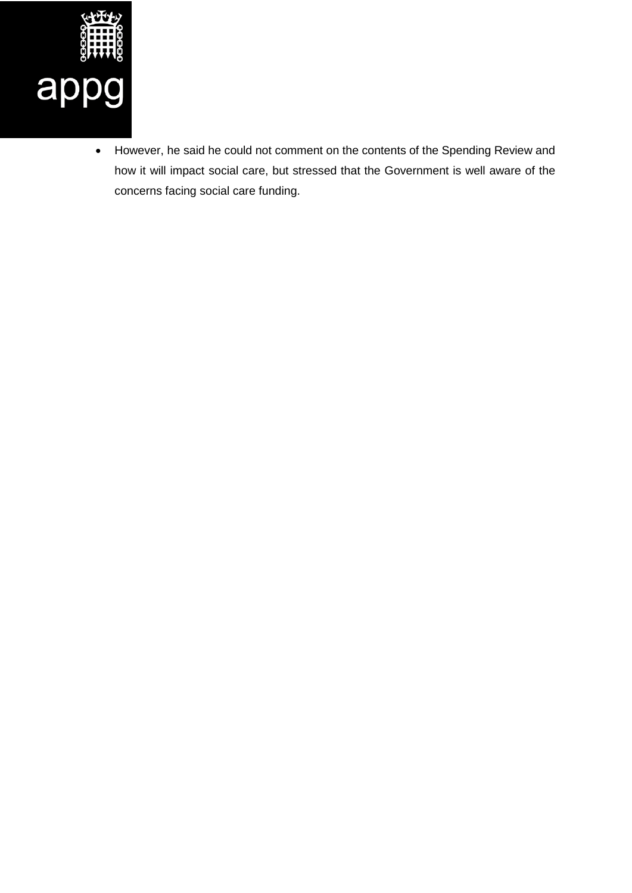- However, he said he could not comment on the contents of the Spending Review and how it will impact social care, but stressed that the Government is well aware of the concerns facing social care funding.